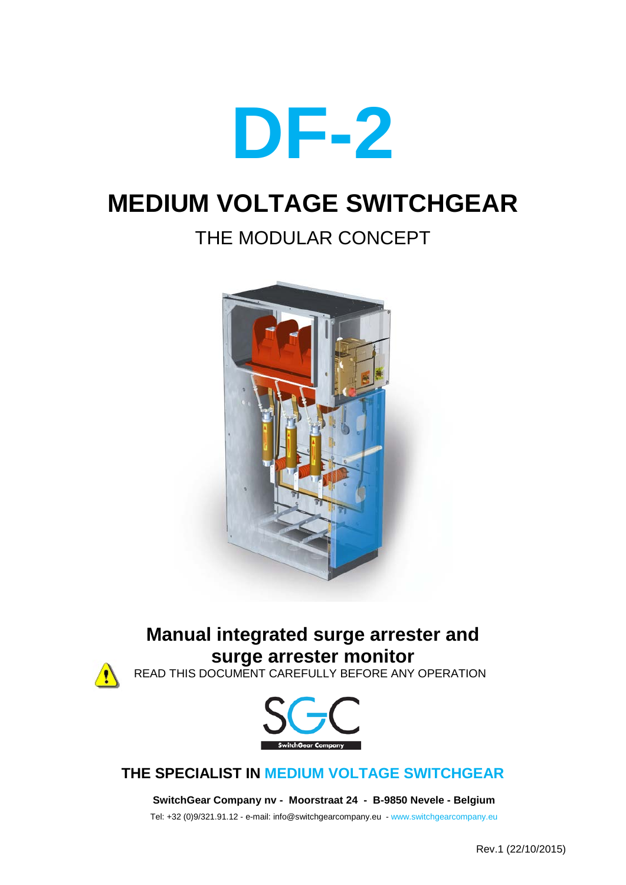# DF-2

## MEDIUM VOLTAGE SWITCHGEAR

THE MODULAR CONCEPT

## Manual integrated surge arrester and surge arrester monitor

READ THIS DOCUMENT CAREFULLY BEFORE ANY OPERATION

SGC

SwitchGear Company

**THE SPECIALIST IN MEDIUM VOLTAGE SWITCHGEAR**

**SwitchGear Company nv - Moorstraat 24 - B-9850 Nevele - Belgium**

Tel: +32 (0)9/321.91.12 - e-mail: info@switchgearcompany.eu - www.switchgearcompany.eu

Rev.1 (22/10/2015)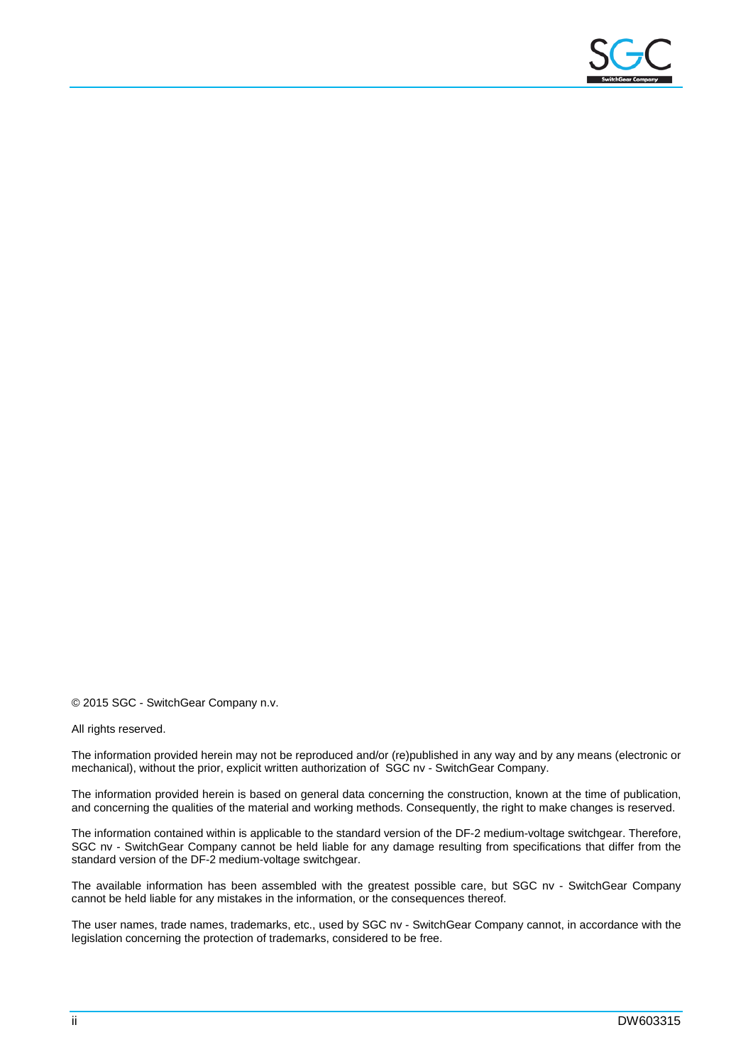© 2015 SGC - SwitchGear Company n.v.

All rights reserved.

The information provided herein may not be reproduced and/or (re)published in any way and by any means (electronic or mechanical), without the prior, explicit written authorization of SGC nv - SwitchGear Company.

The information provided herein is based on general data concerning the construction, known at the time of publication, and concerning the qualities of the material and working methods. Consequently, the right to make changes is reserved.

The information contained within is applicable to the standard version of the DF-2 medium-voltage switchgear. Therefore, SGC nv - SwitchGear Company cannot be held liable for any damage resulting from specifications that differ from the standard version of the DF-2 medium-voltage switchgear.

The available information has been assembled with the greatest possible care, but SGC nv - SwitchGear Company cannot be held liable for any mistakes in the information, or the consequences thereof.

The user names, trade names, trademarks, etc., used by SGC nv - SwitchGear Company cannot, in accordance with the legislation concerning the protection of trademarks, considered to be free.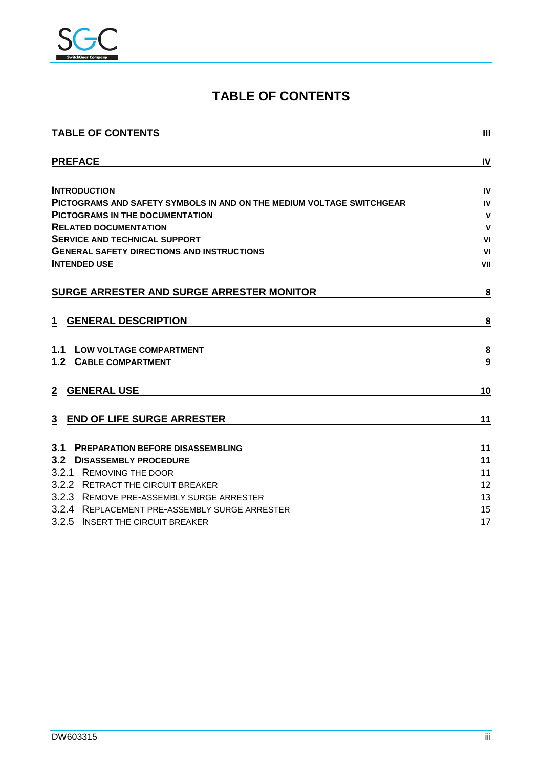# TABLE OF CONTENTS

| | |
|---|---|
| **TABLE OF CONTENTS** | **III** |
| **PREFACE** | **IV** |
| INTRODUCTION | IV |
| PICTOGRAMS AND SAFETY SYMBOLS IN AND ON THE MEDIUM VOLTAGE SWITCHGEAR | IV |
| PICTOGRAMS IN THE DOCUMENTATION | V |
| RELATED DOCUMENTATION | V |
| SERVICE AND TECHNICAL SUPPORT | VI |
| GENERAL SAFETY DIRECTIONS AND INSTRUCTIONS | VI |
| INTENDED USE | VII |
| **SURGE ARRESTER AND SURGE ARRESTER MONITOR** | **8** |
| **1 GENERAL DESCRIPTION** | **8** |
| 1.1 LOW VOLTAGE COMPARTMENT | 8 |
| 1.2 CABLE COMPARTMENT | 9 |
| **2 GENERAL USE** | **10** |
| **3 END OF LIFE SURGE ARRESTER** | **11** |
| 3.1 PREPARATION BEFORE DISASSEMBLING | 11 |
| 3.2 DISASSEMBLY PROCEDURE | 11 |
| 3.2.1 REMOVING THE DOOR | 11 |
| 3.2.2 RETRACT THE CIRCUIT BREAKER | 12 |
| 3.2.3 REMOVE PRE-ASSEMBLY SURGE ARRESTER | 13 |
| 3.2.4 REPLACEMENT PRE-ASSEMBLY SURGE ARRESTER | 15 |
| 3.2.5 INSERT THE CIRCUIT BREAKER | 17 |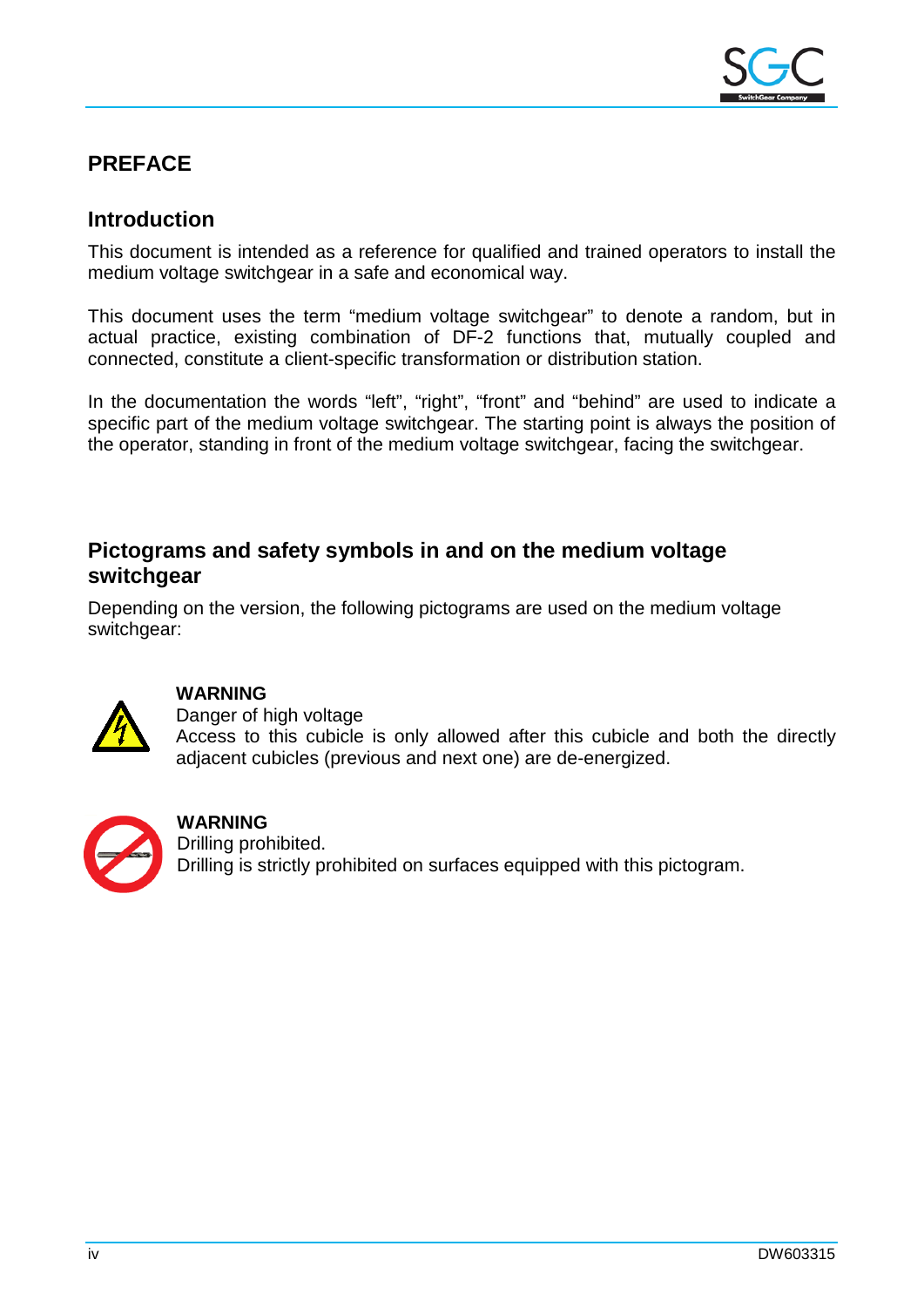# PREFACE

## Introduction

This document is intended as a reference for qualified and trained operators to install the medium voltage switchgear in a safe and economical way.

This document uses the term “medium voltage switchgear” to denote a random, but in actual practice, existing combination of DF-2 functions that, mutually coupled and connected, constitute a client-specific transformation or distribution station.

In the documentation the words “left”, “right”, “front” and “behind” are used to indicate a specific part of the medium voltage switchgear. The starting point is always the position of the operator, standing in front of the medium voltage switchgear, facing the switchgear.

## Pictograms and safety symbols in and on the medium voltage switchgear

Depending on the version, the following pictograms are used on the medium voltage switchgear:

**WARNING**
Danger of high voltage
Access to this cubicle is only allowed after this cubicle and both the directly adjacent cubicles (previous and next one) are de-energized.

**WARNING**
Drilling prohibited.
Drilling is strictly prohibited on surfaces equipped with this pictogram.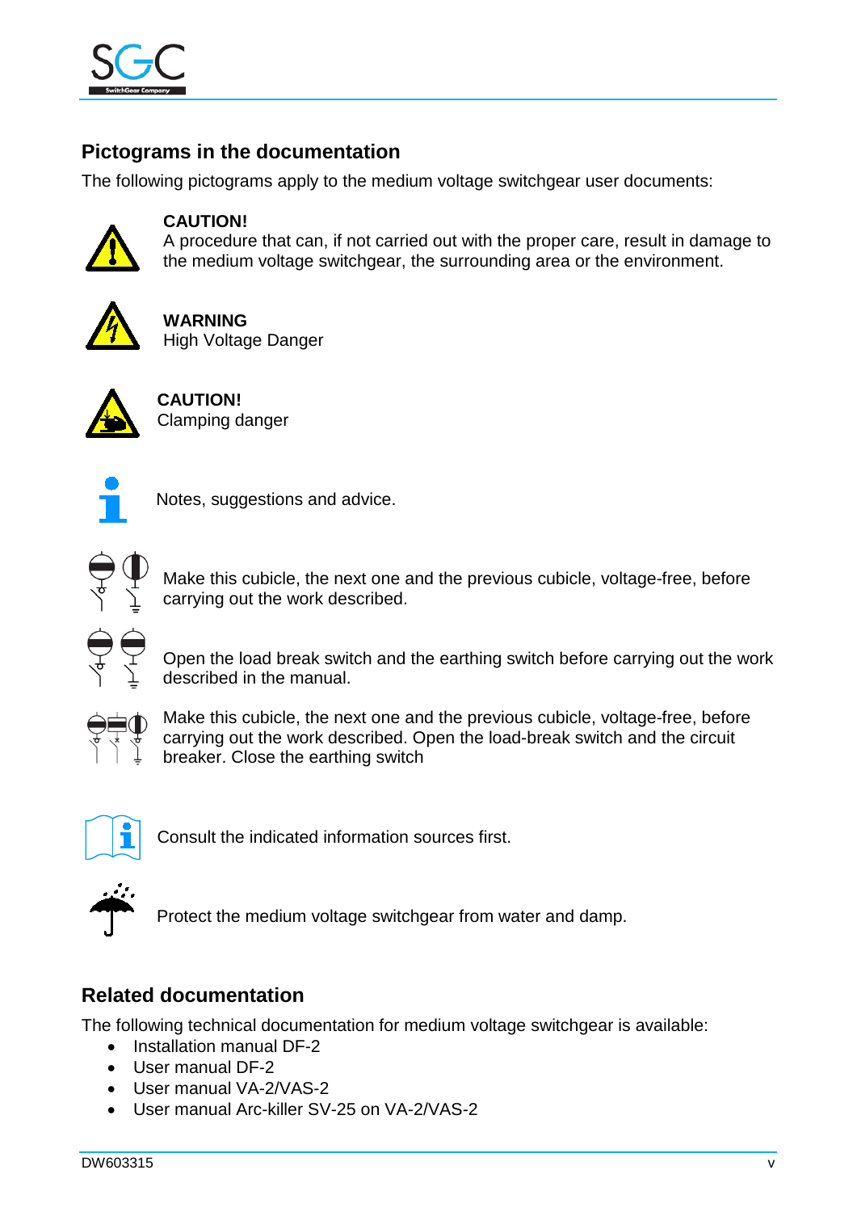## Pictograms in the documentation

The following pictograms apply to the medium voltage switchgear user documents:

**CAUTION!**
A procedure that can, if not carried out with the proper care, result in damage to the medium voltage switchgear, the surrounding area or the environment.

**WARNING**
High Voltage Danger

**CAUTION!**
Clamping danger

Notes, suggestions and advice.

Make this cubicle, the next one and the previous cubicle, voltage-free, before carrying out the work described.

Open the load break switch and the earthing switch before carrying out the work described in the manual.

Make this cubicle, the next one and the previous cubicle, voltage-free, before carrying out the work described. Open the load-break switch and the circuit breaker. Close the earthing switch

Consult the indicated information sources first.

Protect the medium voltage switchgear from water and damp.

## Related documentation

The following technical documentation for medium voltage switchgear is available:

- Installation manual DF-2
- User manual DF-2
- User manual VA-2/VAS-2
- User manual Arc-killer SV-25 on VA-2/VAS-2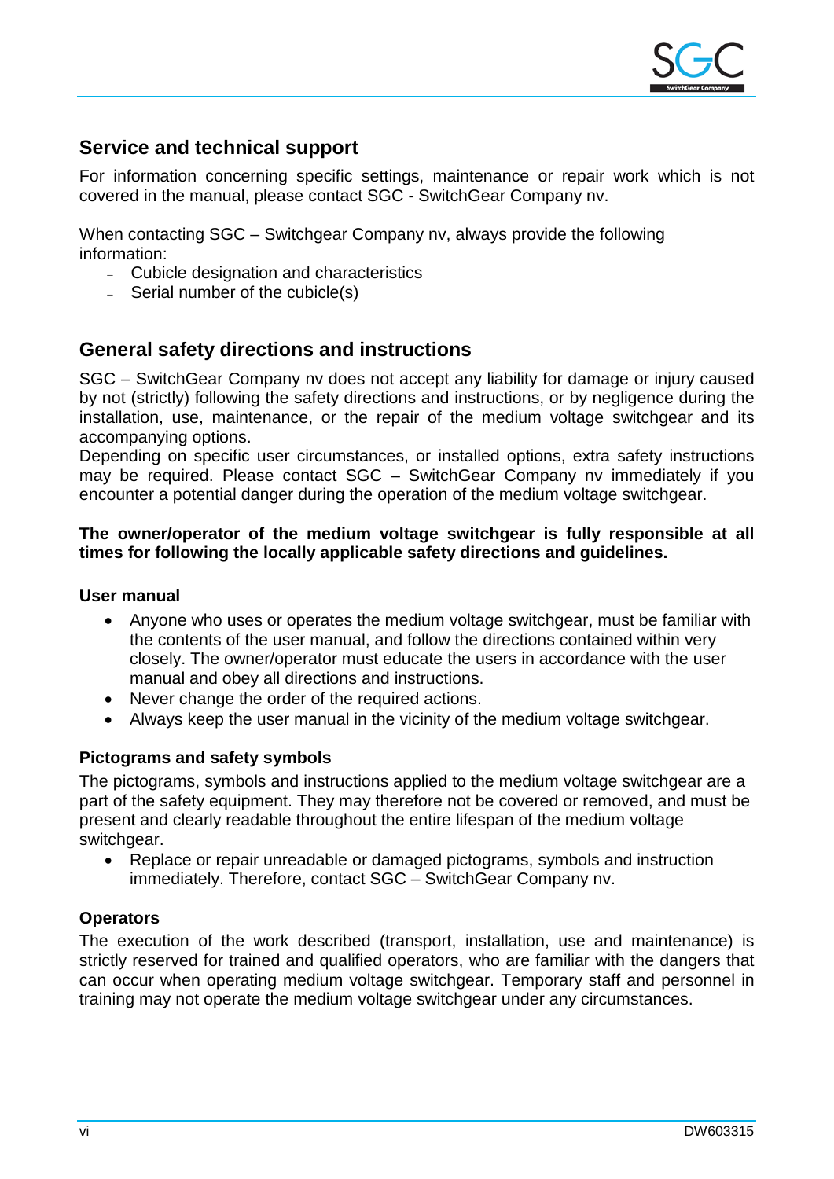## Service and technical support

For information concerning specific settings, maintenance or repair work which is not covered in the manual, please contact SGC - SwitchGear Company nv.

When contacting SGC – Switchgear Company nv, always provide the following information:

- Cubicle designation and characteristics
- Serial number of the cubicle(s)

## General safety directions and instructions

SGC – SwitchGear Company nv does not accept any liability for damage or injury caused by not (strictly) following the safety directions and instructions, or by negligence during the installation, use, maintenance, or the repair of the medium voltage switchgear and its accompanying options.
Depending on specific user circumstances, or installed options, extra safety instructions may be required. Please contact SGC – SwitchGear Company nv immediately if you encounter a potential danger during the operation of the medium voltage switchgear.

**The owner/operator of the medium voltage switchgear is fully responsible at all times for following the locally applicable safety directions and guidelines.**

### User manual

- Anyone who uses or operates the medium voltage switchgear, must be familiar with the contents of the user manual, and follow the directions contained within very closely. The owner/operator must educate the users in accordance with the user manual and obey all directions and instructions.
- Never change the order of the required actions.
- Always keep the user manual in the vicinity of the medium voltage switchgear.

### Pictograms and safety symbols

The pictograms, symbols and instructions applied to the medium voltage switchgear are a part of the safety equipment. They may therefore not be covered or removed, and must be present and clearly readable throughout the entire lifespan of the medium voltage switchgear.

- Replace or repair unreadable or damaged pictograms, symbols and instruction immediately. Therefore, contact SGC – SwitchGear Company nv.

### Operators

The execution of the work described (transport, installation, use and maintenance) is strictly reserved for trained and qualified operators, who are familiar with the dangers that can occur when operating medium voltage switchgear. Temporary staff and personnel in training may not operate the medium voltage switchgear under any circumstances.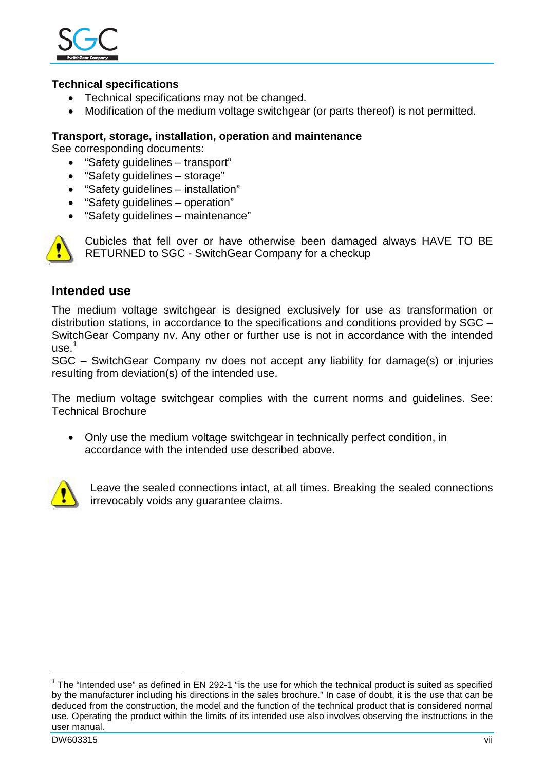### Technical specifications

- Technical specifications may not be changed.
- Modification of the medium voltage switchgear (or parts thereof) is not permitted.

### Transport, storage, installation, operation and maintenance

See corresponding documents:

- “Safety guidelines – transport”
- “Safety guidelines – storage”
- “Safety guidelines – installation”
- “Safety guidelines – operation”
- “Safety guidelines – maintenance”

Cubicles that fell over or have otherwise been damaged always HAVE TO BE RETURNED to SGC - SwitchGear Company for a checkup

## Intended use

The medium voltage switchgear is designed exclusively for use as transformation or distribution stations, in accordance to the specifications and conditions provided by SGC – SwitchGear Company nv. Any other or further use is not in accordance with the intended use.[1]

SGC – SwitchGear Company nv does not accept any liability for damage(s) or injuries resulting from deviation(s) of the intended use.

The medium voltage switchgear complies with the current norms and guidelines. See: Technical Brochure

- Only use the medium voltage switchgear in technically perfect condition, in accordance with the intended use described above.

Leave the sealed connections intact, at all times. Breaking the sealed connections irrevocably voids any guarantee claims.

---

[1] The “Intended use” as defined in EN 292-1 “is the use for which the technical product is suited as specified by the manufacturer including his directions in the sales brochure.” In case of doubt, it is the use that can be deduced from the construction, the model and the function of the technical product that is considered normal use. Operating the product within the limits of its intended use also involves observing the instructions in the user manual.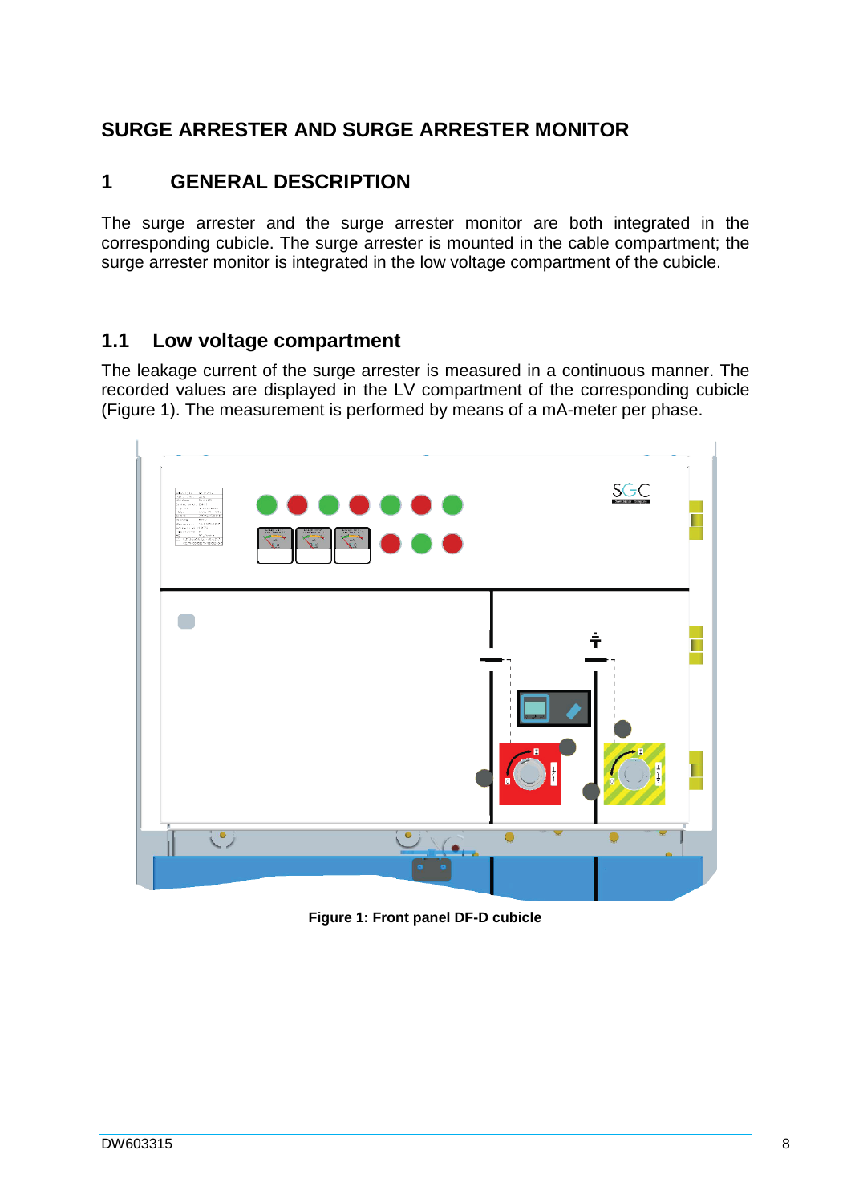# SURGE ARRESTER AND SURGE ARRESTER MONITOR

## 1 GENERAL DESCRIPTION

The surge arrester and the surge arrester monitor are both integrated in the corresponding cubicle. The surge arrester is mounted in the cable compartment; the surge arrester monitor is integrated in the low voltage compartment of the cubicle.

### 1.1 Low voltage compartment

The leakage current of the surge arrester is measured in a continuous manner. The recorded values are displayed in the LV compartment of the corresponding cubicle (Figure 1). The measurement is performed by means of a mA-meter per phase.

**Figure 1: Front panel DF-D cubicle**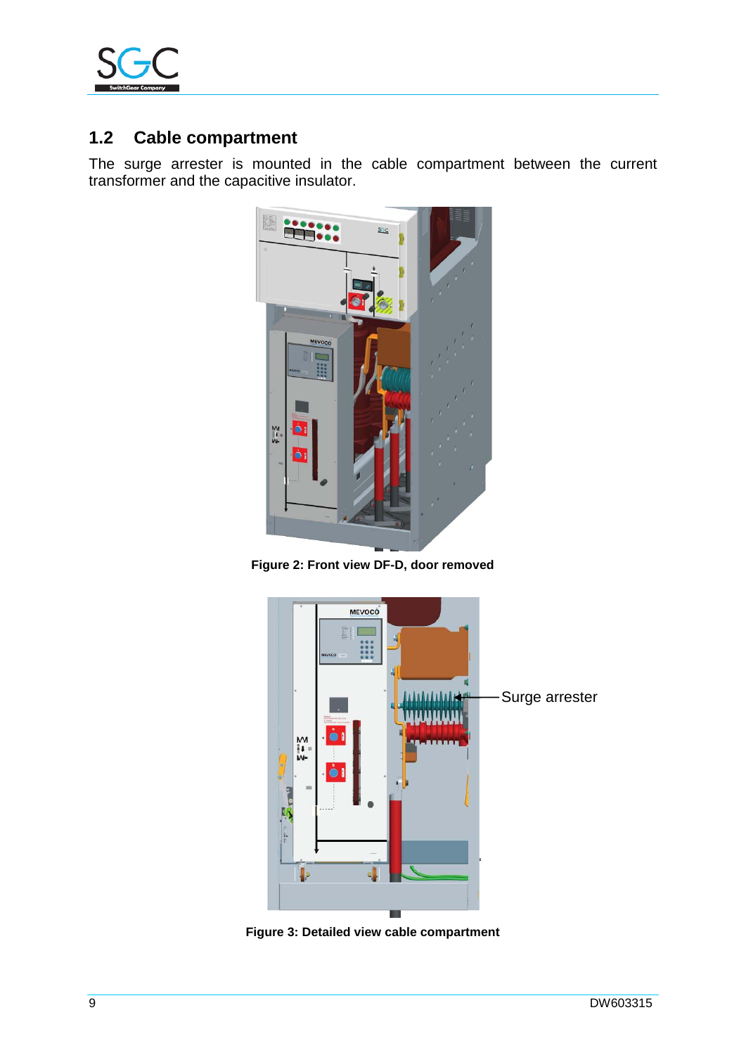## 1.2 Cable compartment

The surge arrester is mounted in the cable compartment between the current transformer and the capacitive insulator.

**Figure 2: Front view DF-D, door removed**

Surge arrester

**Figure 3: Detailed view cable compartment**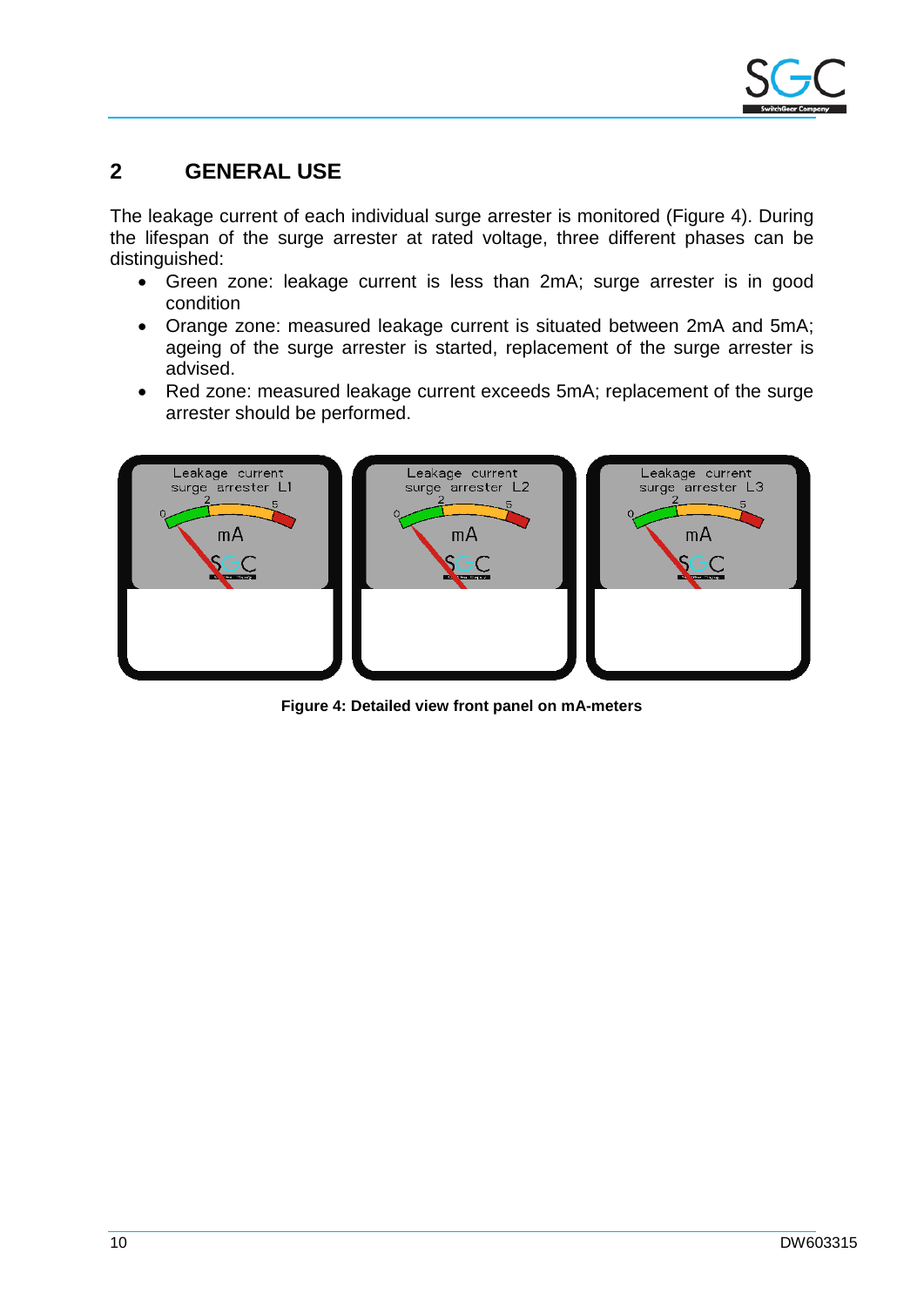## 2 GENERAL USE

The leakage current of each individual surge arrester is monitored (Figure 4). During the lifespan of the surge arrester at rated voltage, three different phases can be distinguished:

- Green zone: leakage current is less than 2mA; surge arrester is in good condition
- Orange zone: measured leakage current is situated between 2mA and 5mA; ageing of the surge arrester is started, replacement of the surge arrester is advised.
- Red zone: measured leakage current exceeds 5mA; replacement of the surge arrester should be performed.

**Figure 4: Detailed view front panel on mA-meters**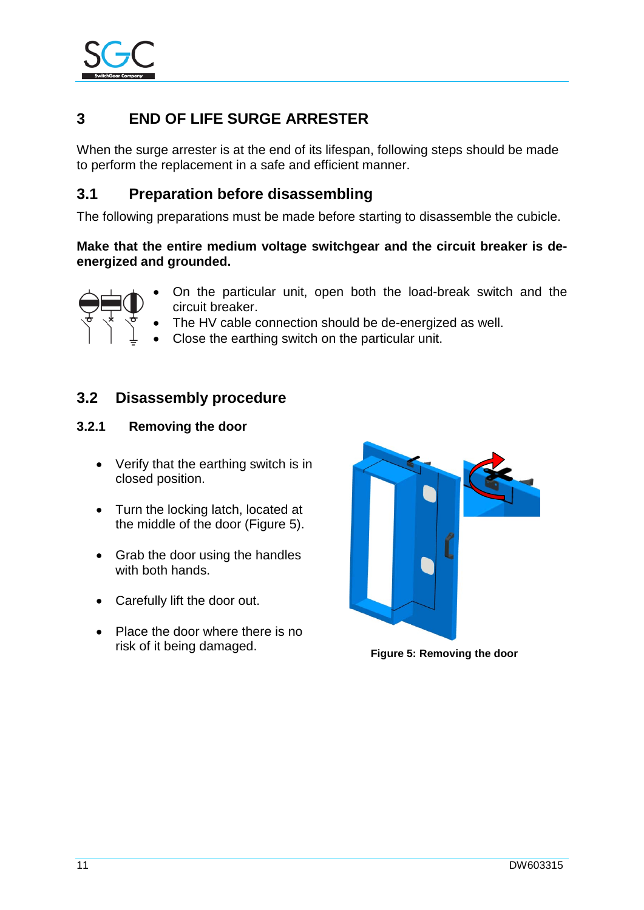# 3 END OF LIFE SURGE ARRESTER

When the surge arrester is at the end of its lifespan, following steps should be made to perform the replacement in a safe and efficient manner.

## 3.1 Preparation before disassembling

The following preparations must be made before starting to disassemble the cubicle.

**Make that the entire medium voltage switchgear and the circuit breaker is de-energized and grounded.**

- On the particular unit, open both the load-break switch and the circuit breaker.
- The HV cable connection should be de-energized as well.
- Close the earthing switch on the particular unit.

## 3.2 Disassembly procedure

### 3.2.1 Removing the door

- Verify that the earthing switch is in closed position.
- Turn the locking latch, located at the middle of the door (Figure 5).
- Grab the door using the handles with both hands.
- Carefully lift the door out.
- Place the door where there is no risk of it being damaged.

**Figure 5: Removing the door**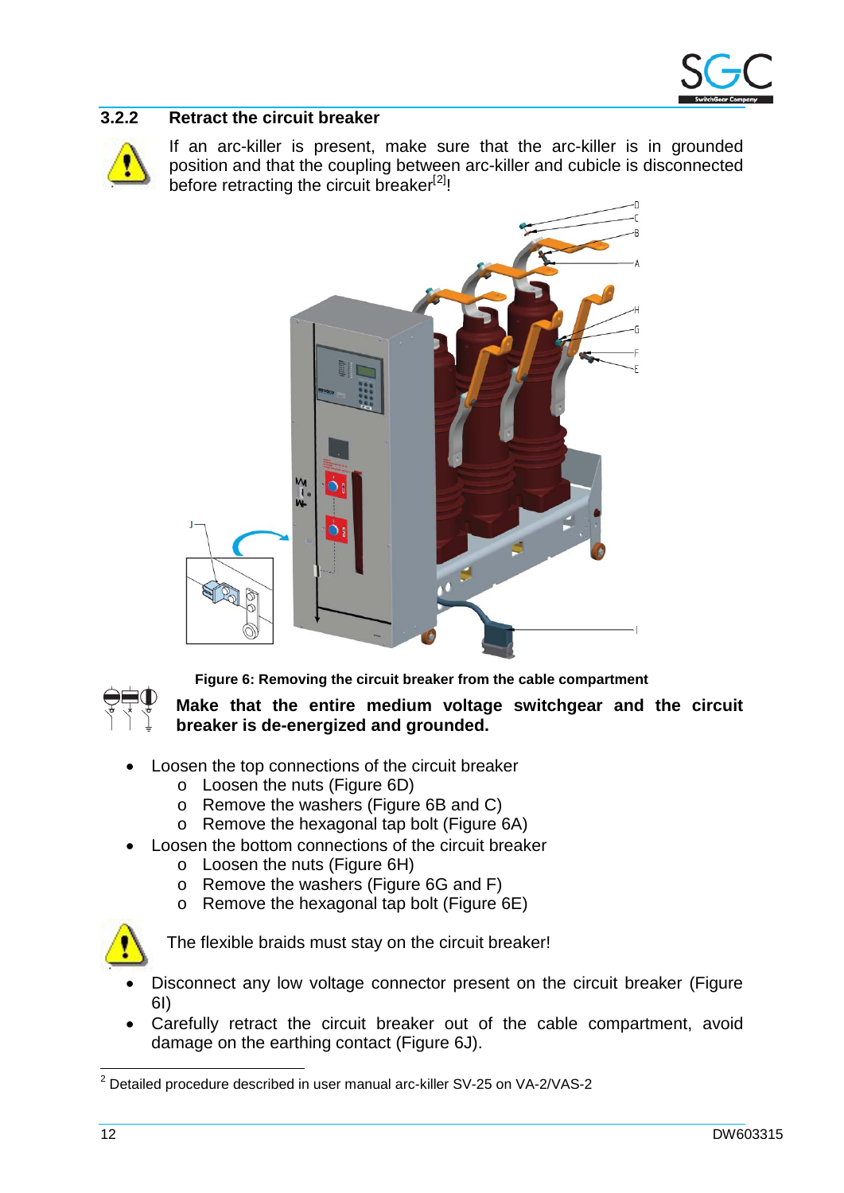### 3.2.2 Retract the circuit breaker

If an arc-killer is present, make sure that the arc-killer is in grounded position and that the coupling between arc-killer and cubicle is disconnected before retracting the circuit breaker[2]!

**Figure 6: Removing the circuit breaker from the cable compartment**

**Make that the entire medium voltage switchgear and the circuit breaker is de-energized and grounded.**

- Loosen the top connections of the circuit breaker
  - Loosen the nuts (Figure 6D)
  - Remove the washers (Figure 6B and C)
  - Remove the hexagonal tap bolt (Figure 6A)
- Loosen the bottom connections of the circuit breaker
  - Loosen the nuts (Figure 6H)
  - Remove the washers (Figure 6G and F)
  - Remove the hexagonal tap bolt (Figure 6E)

The flexible braids must stay on the circuit breaker!

- Disconnect any low voltage connector present on the circuit breaker (Figure 6I)
- Carefully retract the circuit breaker out of the cable compartment, avoid damage on the earthing contact (Figure 6J).

[2] Detailed procedure described in user manual arc-killer SV-25 on VA-2/VAS-2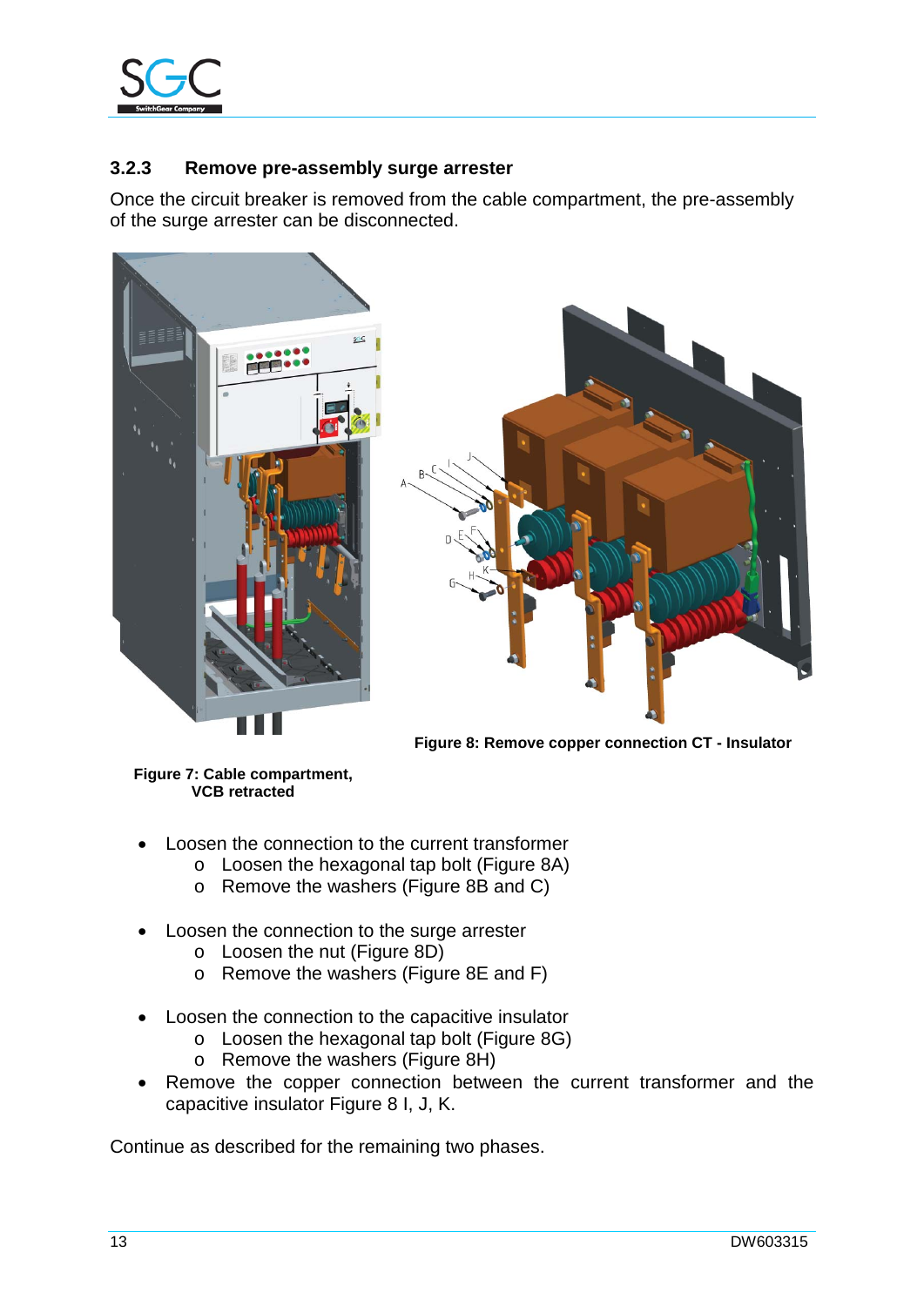### 3.2.3 Remove pre-assembly surge arrester

Once the circuit breaker is removed from the cable compartment, the pre-assembly of the surge arrester can be disconnected.

**Figure 8: Remove copper connection CT - Insulator**

**Figure 7: Cable compartment, VCB retracted**

- Loosen the connection to the current transformer
  - Loosen the hexagonal tap bolt (Figure 8A)
  - Remove the washers (Figure 8B and C)

- Loosen the connection to the surge arrester
  - Loosen the nut (Figure 8D)
  - Remove the washers (Figure 8E and F)

- Loosen the connection to the capacitive insulator
  - Loosen the hexagonal tap bolt (Figure 8G)
  - Remove the washers (Figure 8H)
- Remove the copper connection between the current transformer and the capacitive insulator Figure 8 I, J, K.

Continue as described for the remaining two phases.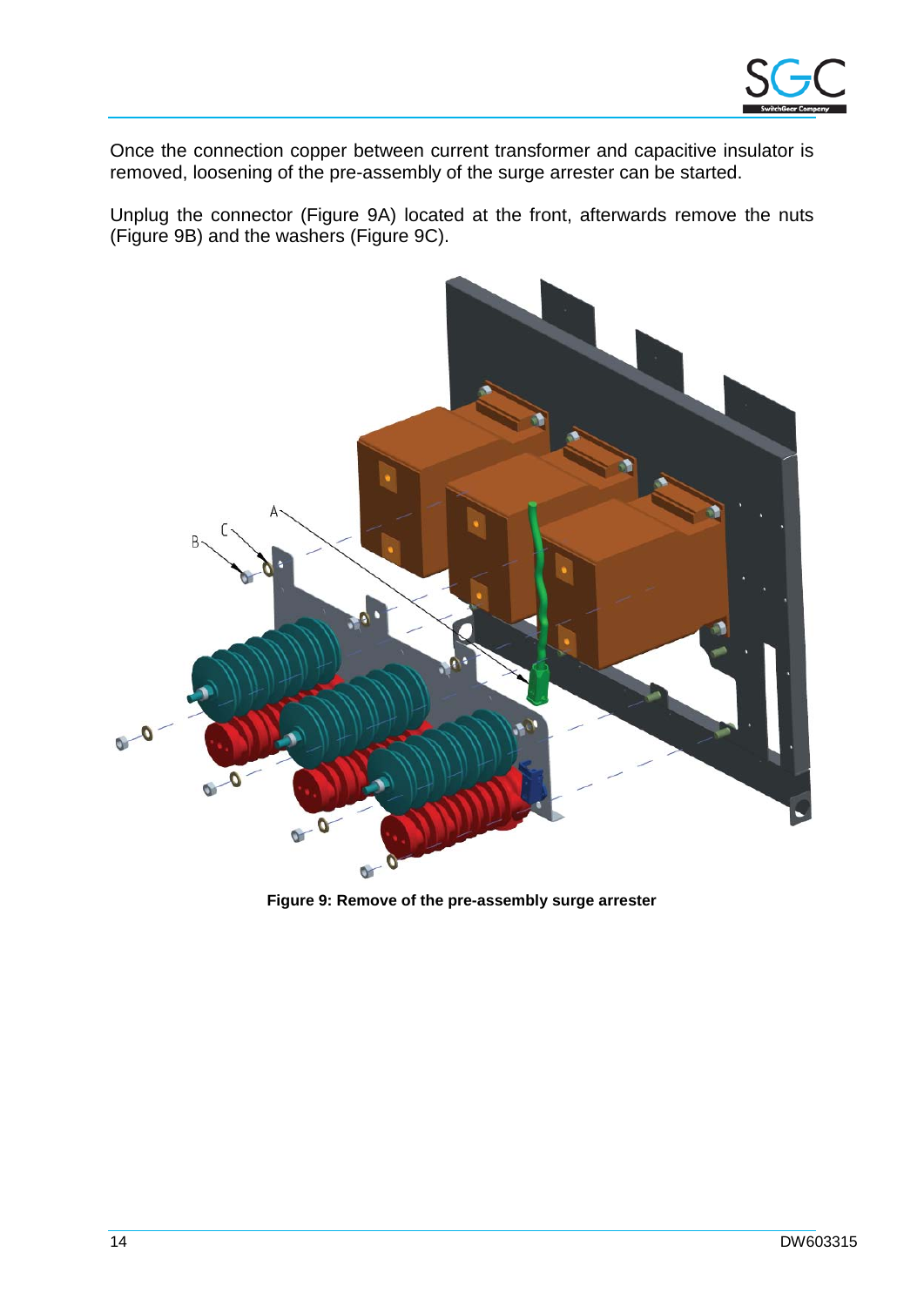Once the connection copper between current transformer and capacitive insulator is removed, loosening of the pre-assembly of the surge arrester can be started.

Unplug the connector (Figure 9A) located at the front, afterwards remove the nuts (Figure 9B) and the washers (Figure 9C).

**Figure 9: Remove of the pre-assembly surge arrester**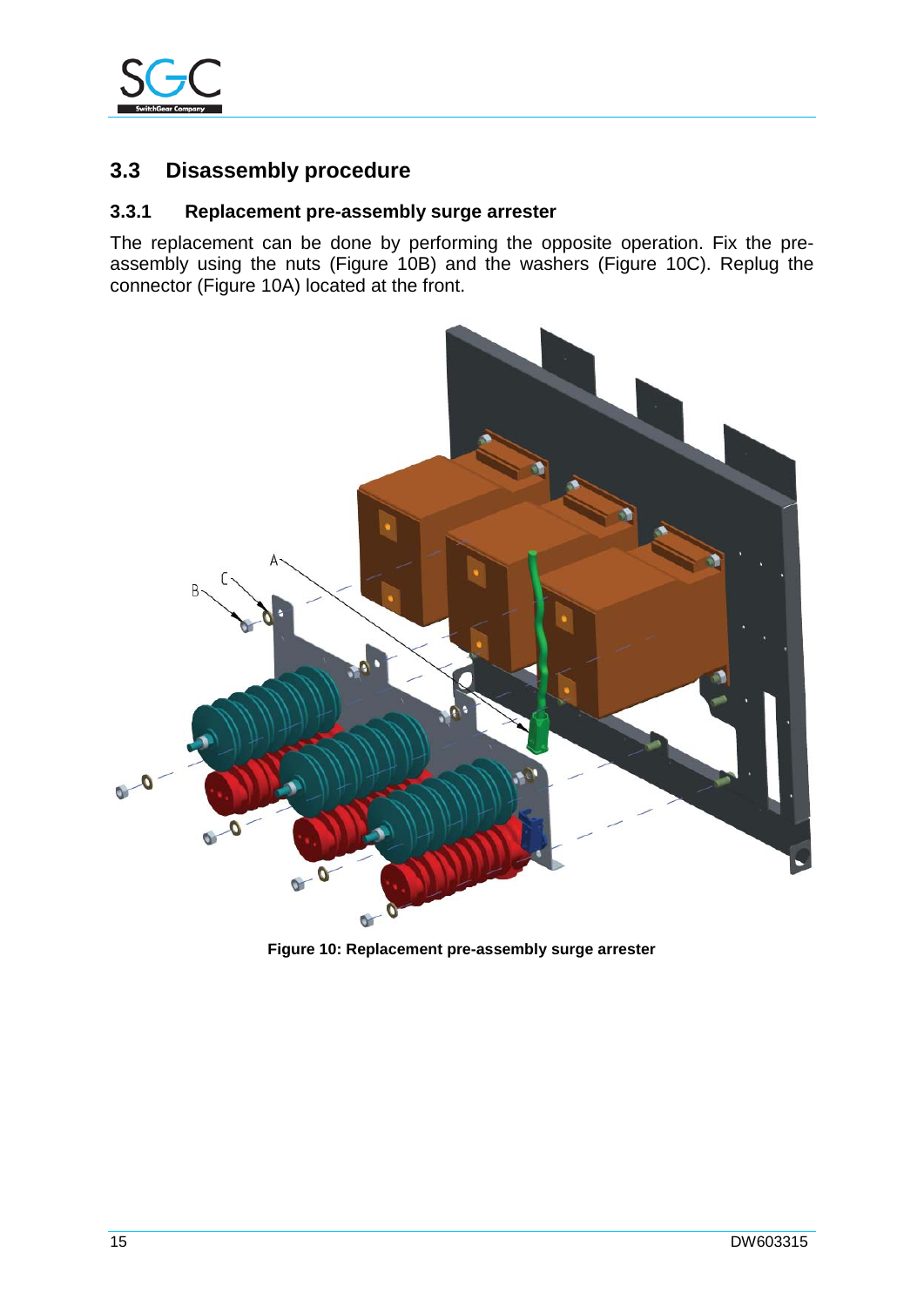## 3.3 Disassembly procedure

### 3.3.1 Replacement pre-assembly surge arrester

The replacement can be done by performing the opposite operation. Fix the pre-assembly using the nuts (Figure 10B) and the washers (Figure 10C). Replug the connector (Figure 10A) located at the front.

**Figure 10: Replacement pre-assembly surge arrester**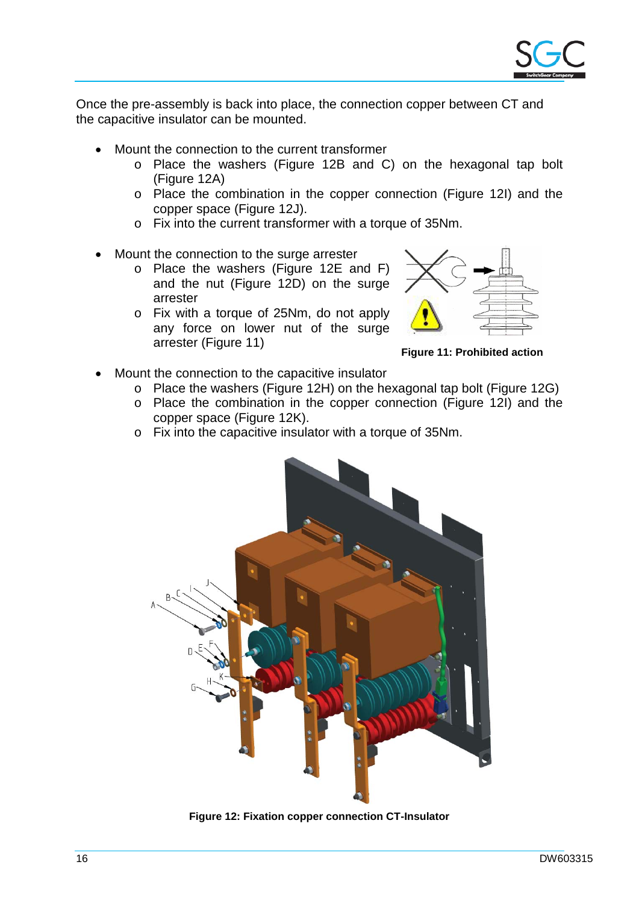Once the pre-assembly is back into place, the connection copper between CT and the capacitive insulator can be mounted.

- Mount the connection to the current transformer
  - Place the washers (Figure 12B and C) on the hexagonal tap bolt (Figure 12A)
  - Place the combination in the copper connection (Figure 12I) and the copper space (Figure 12J).
  - Fix into the current transformer with a torque of 35Nm.

- Mount the connection to the surge arrester
  - Place the washers (Figure 12E and F) and the nut (Figure 12D) on the surge arrester
  - Fix with a torque of 25Nm, do not apply any force on lower nut of the surge arrester (Figure 11)

**Figure 11: Prohibited action**

- Mount the connection to the capacitive insulator
  - Place the washers (Figure 12H) on the hexagonal tap bolt (Figure 12G)
  - Place the combination in the copper connection (Figure 12I) and the copper space (Figure 12K).
  - Fix into the capacitive insulator with a torque of 35Nm.

**Figure 12: Fixation copper connection CT-Insulator**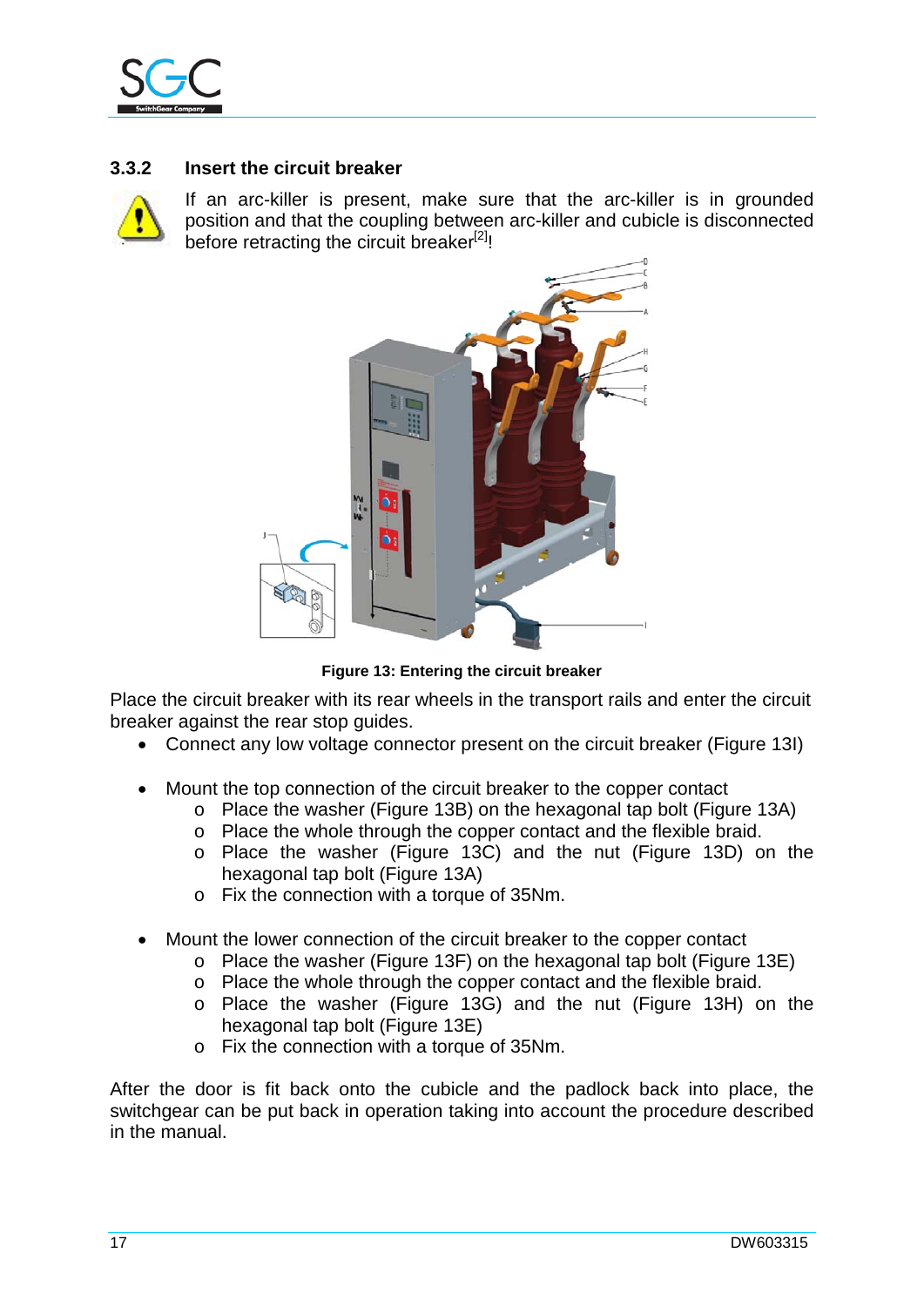### 3.3.2 Insert the circuit breaker

If an arc-killer is present, make sure that the arc-killer is in grounded position and that the coupling between arc-killer and cubicle is disconnected before retracting the circuit breaker[2]!

**Figure 13: Entering the circuit breaker**

Place the circuit breaker with its rear wheels in the transport rails and enter the circuit breaker against the rear stop guides.

- Connect any low voltage connector present on the circuit breaker (Figure 13I)

- Mount the top connection of the circuit breaker to the copper contact
  - Place the washer (Figure 13B) on the hexagonal tap bolt (Figure 13A)
  - Place the whole through the copper contact and the flexible braid.
  - Place the washer (Figure 13C) and the nut (Figure 13D) on the hexagonal tap bolt (Figure 13A)
  - Fix the connection with a torque of 35Nm.

- Mount the lower connection of the circuit breaker to the copper contact
  - Place the washer (Figure 13F) on the hexagonal tap bolt (Figure 13E)
  - Place the whole through the copper contact and the flexible braid.
  - Place the washer (Figure 13G) and the nut (Figure 13H) on the hexagonal tap bolt (Figure 13E)
  - Fix the connection with a torque of 35Nm.

After the door is fit back onto the cubicle and the padlock back into place, the switchgear can be put back in operation taking into account the procedure described in the manual.